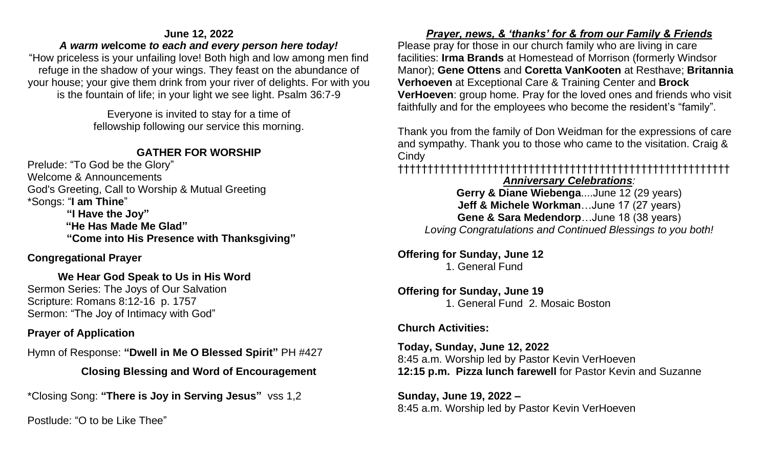**June 12, 2022**

***A warm welcome to each and every person here today!***

"How priceless is your unfailing love! Both high and low among men find refuge in the shadow of your wings. They feast on the abundance of your house; your give them drink from your river of delights. For with you is the fountain of life; in your light we see light. Psalm 36:7-9

Everyone is invited to stay for a time of fellowship following our service this morning.

## GATHER FOR WORSHIP

Prelude: "To God be the Glory"
Welcome & Announcements
God's Greeting, Call to Worship & Mutual Greeting
*Songs: "**I am Thine**"
**"I Have the Joy"**
**"He Has Made Me Glad"**
**"Come into His Presence with Thanksgiving"**

**Congregational Prayer**

**We Hear God Speak to Us in His Word**

Sermon Series: The Joys of Our Salvation
Scripture: Romans 8:12-16 p. 1757
Sermon: "The Joy of Intimacy with God"

**Prayer of Application**

Hymn of Response: **"Dwell in Me O Blessed Spirit"** PH #427

**Closing Blessing and Word of Encouragement**

*Closing Song: **"There is Joy in Serving Jesus"** vss 1,2

Postlude: "O to be Like Thee"

***Prayer, news, & 'thanks' for & from our Family & Friends***

Please pray for those in our church family who are living in care facilities: **Irma Brands** at Homestead of Morrison (formerly Windsor Manor); **Gene Ottens** and **Coretta VanKooten** at Resthave; **Britannia Verhoeven** at Exceptional Care & Training Center and **Brock VerHoeven**: group home. Pray for the loved ones and friends who visit faithfully and for the employees who become the resident's "family".

Thank you from the family of Don Weidman for the expressions of care and sympathy. Thank you to those who came to the visitation. Craig & Cindy

††††††††††††††††††††††††††††††††††††††††††††††††††††††††††

***Anniversary Celebrations:***

**Gerry & Diane Wiebenga**....June 12 (29 years)
**Jeff & Michele Workman**…June 17 (27 years)
**Gene & Sara Medendorp**…June 18 (38 years)
*Loving Congratulations and Continued Blessings to you both!*

**Offering for Sunday, June 12**
1. General Fund

**Offering for Sunday, June 19**
1. General Fund 2. Mosaic Boston

**Church Activities:**

**Today, Sunday, June 12, 2022**
8:45 a.m. Worship led by Pastor Kevin VerHoeven
**12:15 p.m. Pizza lunch farewell** for Pastor Kevin and Suzanne

**Sunday, June 19, 2022 –**
8:45 a.m. Worship led by Pastor Kevin VerHoeven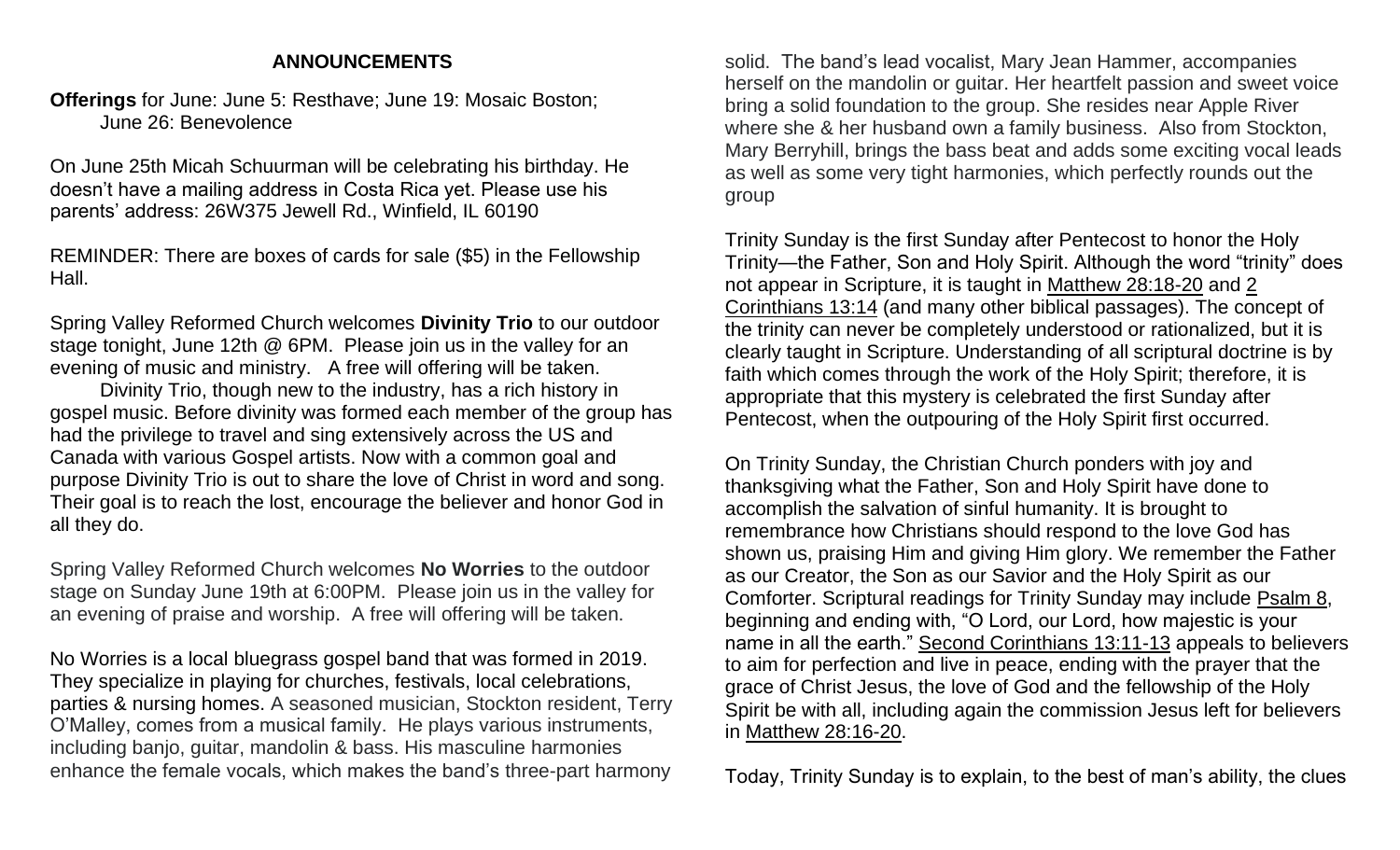## ANNOUNCEMENTS

**Offerings** for June: June 5: Resthave; June 19: Mosaic Boston; June 26: Benevolence

On June 25th Micah Schuurman will be celebrating his birthday. He doesn't have a mailing address in Costa Rica yet. Please use his parents' address: 26W375 Jewell Rd., Winfield, IL 60190

REMINDER: There are boxes of cards for sale ($5) in the Fellowship Hall.

Spring Valley Reformed Church welcomes **Divinity Trio** to our outdoor stage tonight, June 12th @ 6PM. Please join us in the valley for an evening of music and ministry. A free will offering will be taken.

Divinity Trio, though new to the industry, has a rich history in gospel music. Before divinity was formed each member of the group has had the privilege to travel and sing extensively across the US and Canada with various Gospel artists. Now with a common goal and purpose Divinity Trio is out to share the love of Christ in word and song. Their goal is to reach the lost, encourage the believer and honor God in all they do.

Spring Valley Reformed Church welcomes **No Worries** to the outdoor stage on Sunday June 19th at 6:00PM. Please join us in the valley for an evening of praise and worship. A free will offering will be taken.

No Worries is a local bluegrass gospel band that was formed in 2019. They specialize in playing for churches, festivals, local celebrations, parties & nursing homes. A seasoned musician, Stockton resident, Terry O'Malley, comes from a musical family. He plays various instruments, including banjo, guitar, mandolin & bass. His masculine harmonies enhance the female vocals, which makes the band's three-part harmony solid. The band's lead vocalist, Mary Jean Hammer, accompanies herself on the mandolin or guitar. Her heartfelt passion and sweet voice bring a solid foundation to the group. She resides near Apple River where she & her husband own a family business. Also from Stockton, Mary Berryhill, brings the bass beat and adds some exciting vocal leads as well as some very tight harmonies, which perfectly rounds out the group

Trinity Sunday is the first Sunday after Pentecost to honor the Holy Trinity—the Father, Son and Holy Spirit. Although the word "trinity" does not appear in Scripture, it is taught in Matthew 28:18-20 and 2 Corinthians 13:14 (and many other biblical passages). The concept of the trinity can never be completely understood or rationalized, but it is clearly taught in Scripture. Understanding of all scriptural doctrine is by faith which comes through the work of the Holy Spirit; therefore, it is appropriate that this mystery is celebrated the first Sunday after Pentecost, when the outpouring of the Holy Spirit first occurred.

On Trinity Sunday, the Christian Church ponders with joy and thanksgiving what the Father, Son and Holy Spirit have done to accomplish the salvation of sinful humanity. It is brought to remembrance how Christians should respond to the love God has shown us, praising Him and giving Him glory. We remember the Father as our Creator, the Son as our Savior and the Holy Spirit as our Comforter. Scriptural readings for Trinity Sunday may include Psalm 8, beginning and ending with, "O Lord, our Lord, how majestic is your name in all the earth." Second Corinthians 13:11-13 appeals to believers to aim for perfection and live in peace, ending with the prayer that the grace of Christ Jesus, the love of God and the fellowship of the Holy Spirit be with all, including again the commission Jesus left for believers in Matthew 28:16-20.

Today, Trinity Sunday is to explain, to the best of man's ability, the clues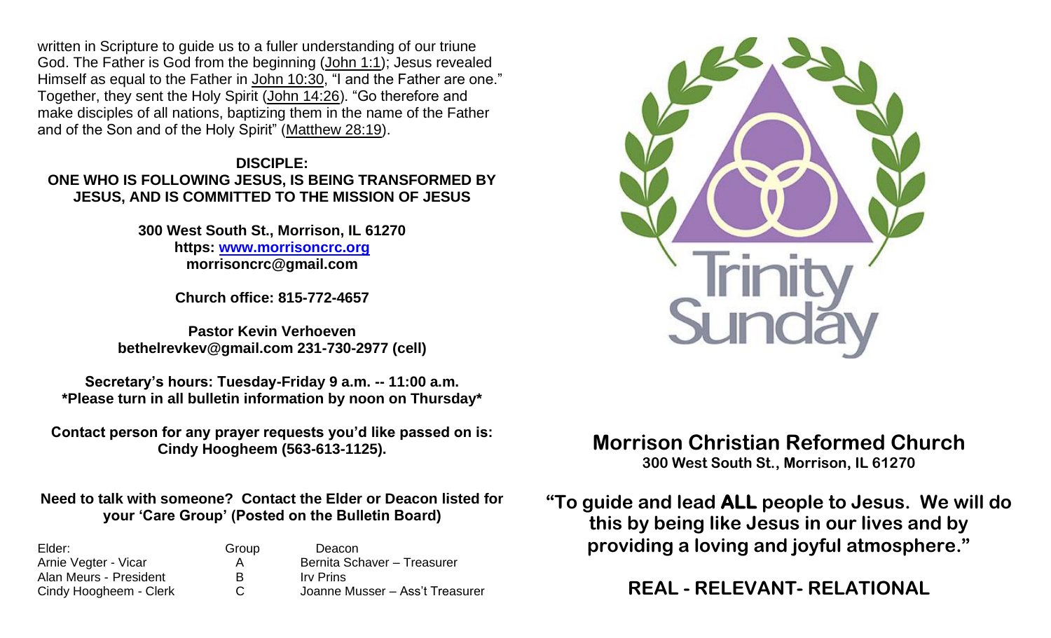written in Scripture to guide us to a fuller understanding of our triune God. The Father is God from the beginning (John 1:1); Jesus revealed Himself as equal to the Father in John 10:30, "I and the Father are one." Together, they sent the Holy Spirit (John 14:26). "Go therefore and make disciples of all nations, baptizing them in the name of the Father and of the Son and of the Holy Spirit" (Matthew 28:19).

**DISCIPLE:**
**ONE WHO IS FOLLOWING JESUS, IS BEING TRANSFORMED BY JESUS, AND IS COMMITTED TO THE MISSION OF JESUS**

**300 West South St., Morrison, IL 61270**
**https: www.morrisoncrc.org**
**morrisoncrc@gmail.com**

**Church office: 815-772-4657**

**Pastor Kevin Verhoeven**
**bethelrevkev@gmail.com 231-730-2977 (cell)**

**Secretary's hours: Tuesday-Friday 9 a.m. -- 11:00 a.m.**
**\*Please turn in all bulletin information by noon on Thursday\***

**Contact person for any prayer requests you'd like passed on is: Cindy Hoogheem (563-613-1125).**

**Need to talk with someone? Contact the Elder or Deacon listed for your 'Care Group' (Posted on the Bulletin Board)**

| Elder: | Group | Deacon |
|---|---|---|
| Arnie Vegter - Vicar | A | Bernita Schaver – Treasurer |
| Alan Meurs - President | B | Irv Prins |
| Cindy Hoogheem - Clerk | C | Joanne Musser – Ass't Treasurer |

Trinity Sunday

# Morrison Christian Reformed Church

**300 West South St., Morrison, IL 61270**

**"To guide and lead ALL people to Jesus. We will do this by being like Jesus in our lives and by providing a loving and joyful atmosphere."**

**REAL - RELEVANT- RELATIONAL**